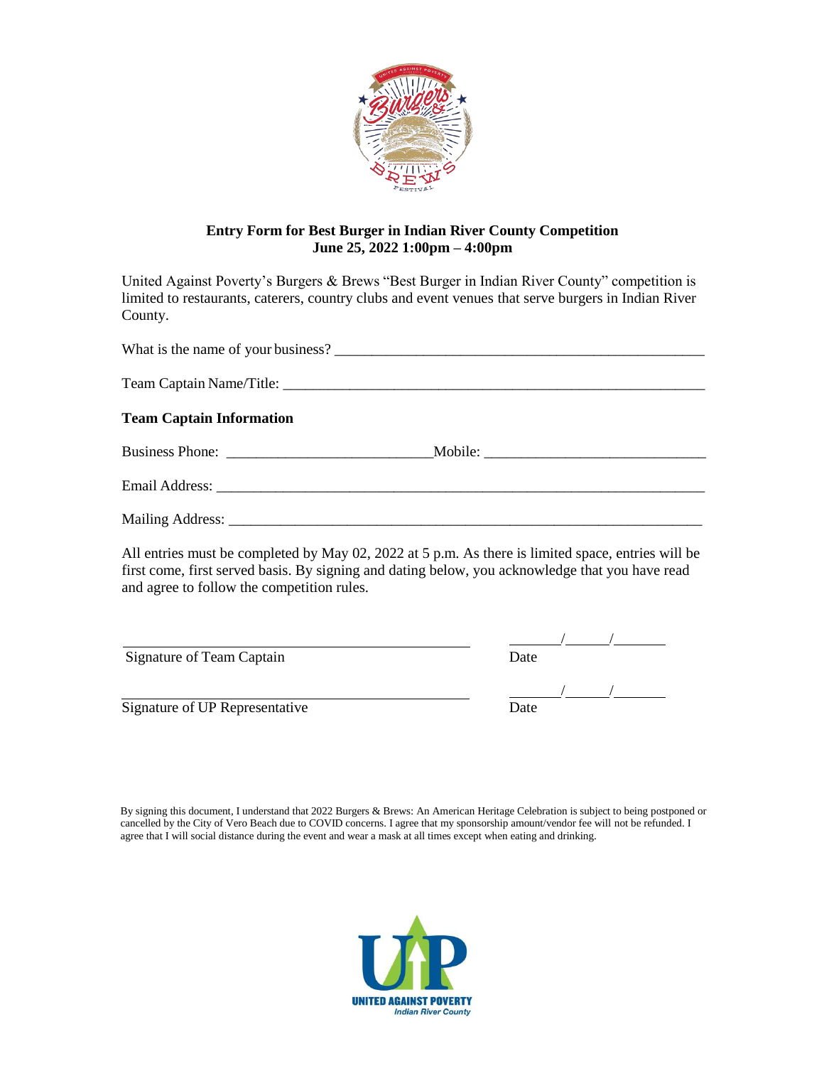**Entry Form for Best Burger in Indian River County Competition**
**June 25, 2022 1:00pm – 4:00pm**

United Against Poverty's Burgers & Brews "Best Burger in Indian River County" competition is limited to restaurants, caterers, country clubs and event venues that serve burgers in Indian River County.

What is the name of your business? ___________________________________________________

Team Captain Name/Title: ___________________________________________________________

**Team Captain Information**

Business Phone: ___________________________ Mobile: ______________________________

Email Address: _____________________________________________________________________

Mailing Address: ___________________________________________________________________

All entries must be completed by May 02, 2022 at 5 p.m. As there is limited space, entries will be first come, first served basis. By signing and dating below, you acknowledge that you have read and agree to follow the competition rules.

_____________________________________________ _______/______/_______

Signature of Team Captain Date

_____________________________________________ _______/______/_______

Signature of UP Representative Date

By signing this document, I understand that 2022 Burgers & Brews: An American Heritage Celebration is subject to being postponed or cancelled by the City of Vero Beach due to COVID concerns. I agree that my sponsorship amount/vendor fee will not be refunded. I agree that I will social distance during the event and wear a mask at all times except when eating and drinking.

UNITED AGAINST POVERTY
Indian River County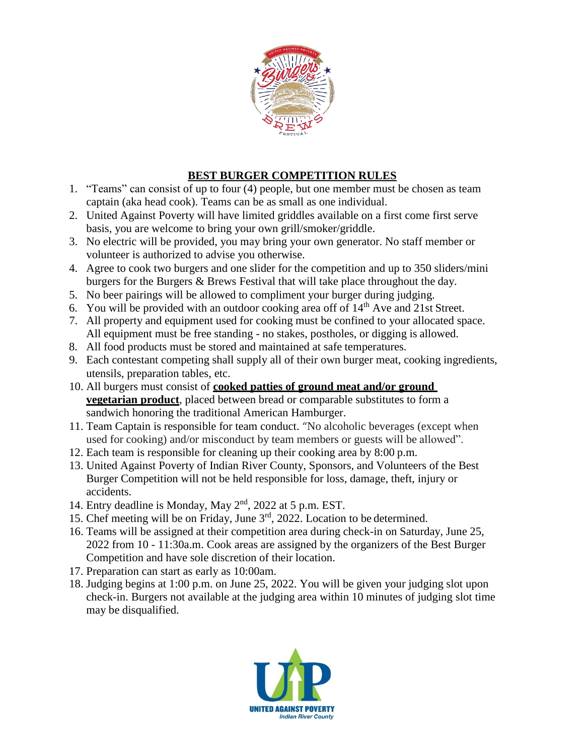## BEST BURGER COMPETITION RULES

1. "Teams" can consist of up to four (4) people, but one member must be chosen as team captain (aka head cook). Teams can be as small as one individual.
2. United Against Poverty will have limited griddles available on a first come first serve basis, you are welcome to bring your own grill/smoker/griddle.
3. No electric will be provided, you may bring your own generator. No staff member or volunteer is authorized to advise you otherwise.
4. Agree to cook two burgers and one slider for the competition and up to 350 sliders/mini burgers for the Burgers & Brews Festival that will take place throughout the day.
5. No beer pairings will be allowed to compliment your burger during judging.
6. You will be provided with an outdoor cooking area off of 14th Ave and 21st Street.
7. All property and equipment used for cooking must be confined to your allocated space. All equipment must be free standing - no stakes, postholes, or digging is allowed.
8. All food products must be stored and maintained at safe temperatures.
9. Each contestant competing shall supply all of their own burger meat, cooking ingredients, utensils, preparation tables, etc.
10. All burgers must consist of **cooked patties of ground meat and/or ground vegetarian product**, placed between bread or comparable substitutes to form a sandwich honoring the traditional American Hamburger.
11. Team Captain is responsible for team conduct. "No alcoholic beverages (except when used for cooking) and/or misconduct by team members or guests will be allowed".
12. Each team is responsible for cleaning up their cooking area by 8:00 p.m.
13. United Against Poverty of Indian River County, Sponsors, and Volunteers of the Best Burger Competition will not be held responsible for loss, damage, theft, injury or accidents.
14. Entry deadline is Monday, May 2nd, 2022 at 5 p.m. EST.
15. Chef meeting will be on Friday, June 3rd, 2022. Location to be determined.
16. Teams will be assigned at their competition area during check-in on Saturday, June 25, 2022 from 10 - 11:30a.m. Cook areas are assigned by the organizers of the Best Burger Competition and have sole discretion of their location.
17. Preparation can start as early as 10:00am.
18. Judging begins at 1:00 p.m. on June 25, 2022. You will be given your judging slot upon check-in. Burgers not available at the judging area within 10 minutes of judging slot time may be disqualified.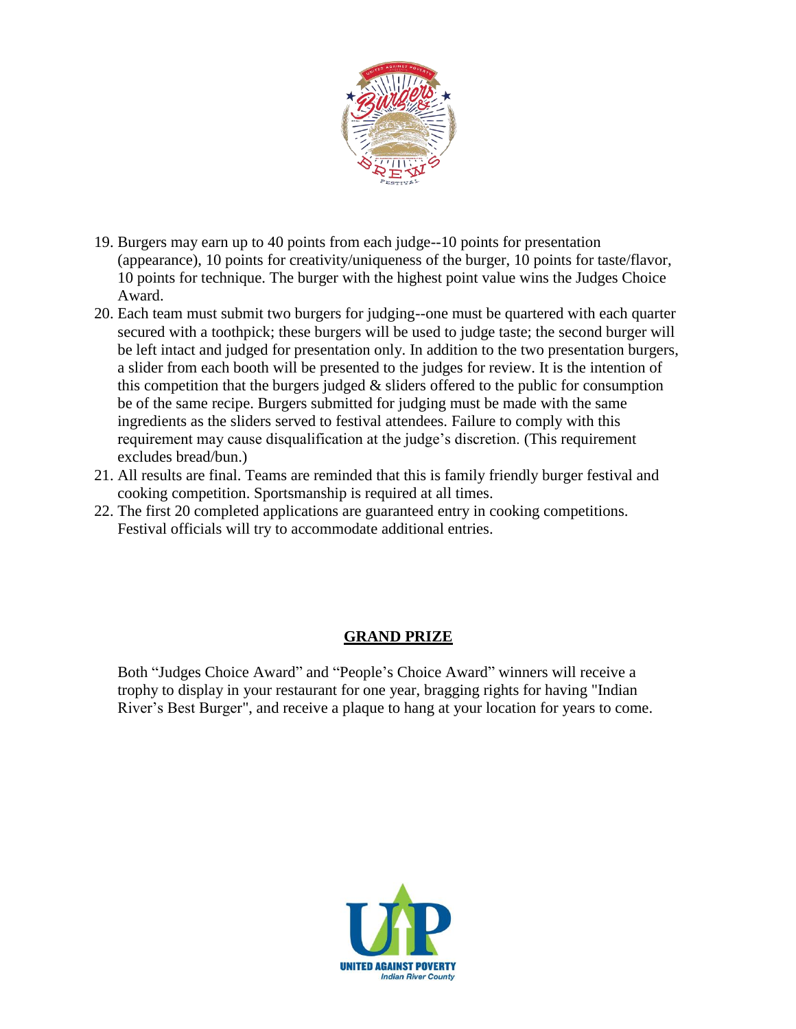19. Burgers may earn up to 40 points from each judge--10 points for presentation (appearance), 10 points for creativity/uniqueness of the burger, 10 points for taste/flavor, 10 points for technique. The burger with the highest point value wins the Judges Choice Award.
20. Each team must submit two burgers for judging--one must be quartered with each quarter secured with a toothpick; these burgers will be used to judge taste; the second burger will be left intact and judged for presentation only. In addition to the two presentation burgers, a slider from each booth will be presented to the judges for review. It is the intention of this competition that the burgers judged & sliders offered to the public for consumption be of the same recipe. Burgers submitted for judging must be made with the same ingredients as the sliders served to festival attendees. Failure to comply with this requirement may cause disqualification at the judge's discretion. (This requirement excludes bread/bun.)
21. All results are final. Teams are reminded that this is family friendly burger festival and cooking competition. Sportsmanship is required at all times.
22. The first 20 completed applications are guaranteed entry in cooking competitions. Festival officials will try to accommodate additional entries.

## GRAND PRIZE

Both "Judges Choice Award" and "People's Choice Award" winners will receive a trophy to display in your restaurant for one year, bragging rights for having "Indian River's Best Burger", and receive a plaque to hang at your location for years to come.